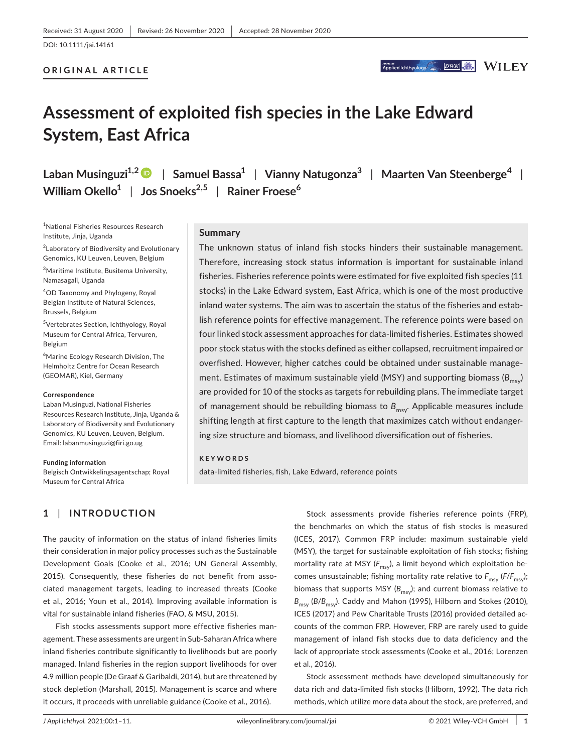Received: 31 August 2020 | Revised: 26 November 2020 | Accepted: 28 November 2020

DOI: 10.1111/jai.14161

**ORIGINAL ARTICLE**

# Assessment of exploited fish species in the Lake Edward System, East Africa

**Laban Musinguzi**[1,2] | **Samuel Bassa**[1] | **Vianny Natugonza**[3] | **Maarten Van Steenberge**[4] | **William Okello**[1] | **Jos Snoeks**[2,5] | **Rainer Froese**[6]

[1]National Fisheries Resources Research Institute, Jinja, Uganda

[2]Laboratory of Biodiversity and Evolutionary Genomics, KU Leuven, Leuven, Belgium

[3]Maritime Institute, Busitema University, Namasagali, Uganda

[4]OD Taxonomy and Phylogeny, Royal Belgian Institute of Natural Sciences, Brussels, Belgium

[5]Vertebrates Section, Ichthyology, Royal Museum for Central Africa, Tervuren, Belgium

[6]Marine Ecology Research Division, The Helmholtz Centre for Ocean Research (GEOMAR), Kiel, Germany

**Correspondence**
Laban Musinguzi, National Fisheries Resources Research Institute, Jinja, Uganda & Laboratory of Biodiversity and Evolutionary Genomics, KU Leuven, Leuven, Belgium.
Email: labanmusinguzi@firi.go.ug

**Funding information**
Belgisch Ontwikkelingsagentschap; Royal Museum for Central Africa

## Summary

The unknown status of inland fish stocks hinders their sustainable management. Therefore, increasing stock status information is important for sustainable inland fisheries. Fisheries reference points were estimated for five exploited fish species (11 stocks) in the Lake Edward system, East Africa, which is one of the most productive inland water systems. The aim was to ascertain the status of the fisheries and establish reference points for effective management. The reference points were based on four linked stock assessment approaches for data-limited fisheries. Estimates showed poor stock status with the stocks defined as either collapsed, recruitment impaired or overfished. However, higher catches could be obtained under sustainable management. Estimates of maximum sustainable yield (MSY) and supporting biomass ($B_{msy}$) are provided for 10 of the stocks as targets for rebuilding plans. The immediate target of management should be rebuilding biomass to $B_{msy}$. Applicable measures include shifting length at first capture to the length that maximizes catch without endangering size structure and biomass, and livelihood diversification out of fisheries.

**KEYWORDS**

data-limited fisheries, fish, Lake Edward, reference points

## 1 | INTRODUCTION

The paucity of information on the status of inland fisheries limits their consideration in major policy processes such as the Sustainable Development Goals (Cooke et al., 2016; UN General Assembly, 2015). Consequently, these fisheries do not benefit from associated management targets, leading to increased threats (Cooke et al., 2016; Youn et al., 2014). Improving available information is vital for sustainable inland fisheries (FAO, & MSU, 2015).

Fish stocks assessments support more effective fisheries management. These assessments are urgent in Sub-Saharan Africa where inland fisheries contribute significantly to livelihoods but are poorly managed. Inland fisheries in the region support livelihoods for over 4.9 million people (De Graaf & Garibaldi, 2014), but are threatened by stock depletion (Marshall, 2015). Management is scarce and where it occurs, it proceeds with unreliable guidance (Cooke et al., 2016).

Stock assessments provide fisheries reference points (FRP), the benchmarks on which the status of fish stocks is measured (ICES, 2017). Common FRP include: maximum sustainable yield (MSY), the target for sustainable exploitation of fish stocks; fishing mortality rate at MSY ($F_{msy}$), a limit beyond which exploitation becomes unsustainable; fishing mortality rate relative to $F_{msy}$ ($F/F_{msy}$); biomass that supports MSY ($B_{msy}$); and current biomass relative to $B_{msy}$ ($B/B_{msy}$). Caddy and Mahon (1995), Hilborn and Stokes (2010), ICES (2017) and Pew Charitable Trusts (2016) provided detailed accounts of the common FRP. However, FRP are rarely used to guide management of inland fish stocks due to data deficiency and the lack of appropriate stock assessments (Cooke et al., 2016; Lorenzen et al., 2016).

Stock assessment methods have developed simultaneously for data rich and data-limited fish stocks (Hilborn, 1992). The data rich methods, which utilize more data about the stock, are preferred, and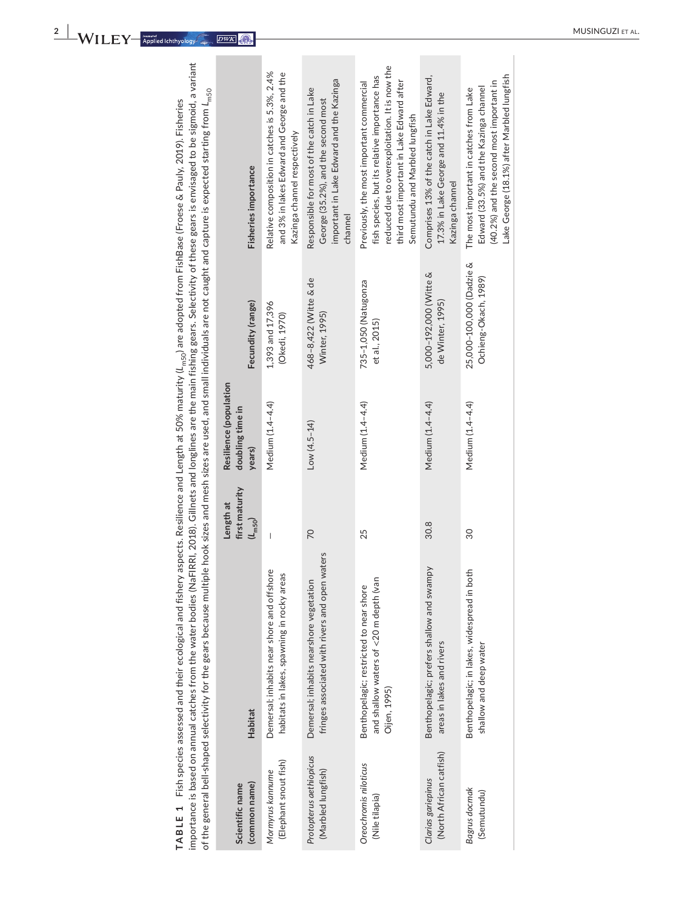**TABLE 1** Fish species assessed and their ecological and fishery aspects. Resilience and Length at 50% maturity ($L_{m50}$) are adopted from FishBase (Froese & Pauly, 2019). Fisheries importance is based on annual catches from the water bodies (NaFIRRI, 2018). Gillnets and longlines are the main fishing gears. Selectivity of these gears is envisaged to be sigmoid, a variant of the general bell-shaped selectivity for the gears because multiple hook sizes and mesh sizes are used, and small individuals are not caught and capture is expected starting from $L_{m50}$

| Scientific name (common name) | Habitat | Length at first maturity ($L_{m50}$) | Resilience (population doubling time in years) | Fecundity (range) | Fisheries importance |
|---|---|---|---|---|---|
| *Mormyrus kannume* (Elephant snout fish) | Demersal; inhabits near shore and offshore habitats in lakes, spawning in rocky areas | – | Medium (1.4–4.4) | 1,393 and 17,396 (Okedi, 1970) | Relative composition in catches is 5.3%, 2.4% and 3% in lakes Edward and George and the Kazinga channel respectively |
| *Protopterus aethiopicus* (Marbled lungfish) | Demersal; inhabits nearshore vegetation fringes associated with rivers and open waters | 70 | Low (4.5–14) | 468–8,422 (Witte & de Winter, 1995) | Responsible for most of the catch in Lake George (35.2%), and the second most important in Lake Edward and the Kazinga channel |
| *Oreochromis niloticus* (Nile tilapia) | Benthopelagic; restricted to near shore and shallow waters of <20 m depth (van Oijen, 1995) | 25 | Medium (1.4–4.4) | 735–1,050 (Natugonza et al., 2015) | Previously, the most important commercial fish species, but its relative importance has reduced due to overexploitation. It is now the third most important in Lake Edward after Semutundu and Marbled lungfish |
| *Clarias gariepinus* (North African catfish) | Benthopelagic; prefers shallow and swampy areas in lakes and rivers | 30.8 | Medium (1.4–4.4) | 5,000–192,000 (Witte & de Winter, 1995) | Comprises 13% of the catch in Lake Edward, 17.3% in Lake George and 11.4% in the Kazinga channel |
| *Bagrus docmak* (Semutundu) | Benthopelagic; in lakes, widespread in both shallow and deep water | 30 | Medium (1.4–4.4) | 25,00–100,000 (Dadzie & Ochieng-Okach, 1989) | The most important in catches from Lake Edward (33.5%) and the Kazinga channel (40.2%) and the second most important in Lake George (18.1%) after Marbled lungfish |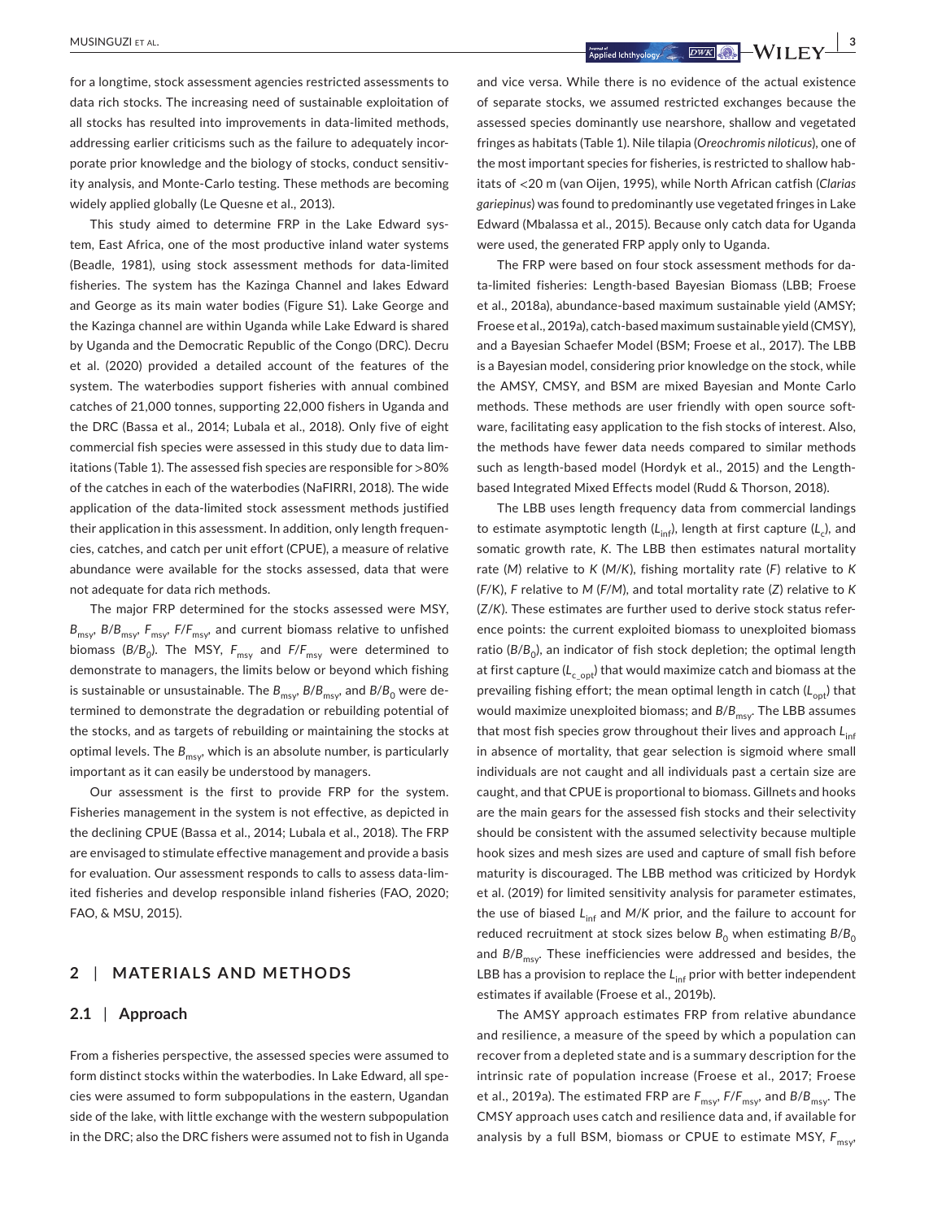for a longtime, stock assessment agencies restricted assessments to data rich stocks. The increasing need of sustainable exploitation of all stocks has resulted into improvements in data-limited methods, addressing earlier criticisms such as the failure to adequately incorporate prior knowledge and the biology of stocks, conduct sensitivity analysis, and Monte-Carlo testing. These methods are becoming widely applied globally (Le Quesne et al., 2013).

This study aimed to determine FRP in the Lake Edward system, East Africa, one of the most productive inland water systems (Beadle, 1981), using stock assessment methods for data-limited fisheries. The system has the Kazinga Channel and lakes Edward and George as its main water bodies (Figure S1). Lake George and the Kazinga channel are within Uganda while Lake Edward is shared by Uganda and the Democratic Republic of the Congo (DRC). Decru et al. (2020) provided a detailed account of the features of the system. The waterbodies support fisheries with annual combined catches of 21,000 tonnes, supporting 22,000 fishers in Uganda and the DRC (Bassa et al., 2014; Lubala et al., 2018). Only five of eight commercial fish species were assessed in this study due to data limitations (Table 1). The assessed fish species are responsible for >80% of the catches in each of the waterbodies (NaFIRRI, 2018). The wide application of the data-limited stock assessment methods justified their application in this assessment. In addition, only length frequencies, catches, and catch per unit effort (CPUE), a measure of relative abundance were available for the stocks assessed, data that were not adequate for data rich methods.

The major FRP determined for the stocks assessed were MSY, $B_{msy}$, $B/B_{msy}$, $F_{msy}$, $F/F_{msy}$, and current biomass relative to unfished biomass ($B/B_0$). The MSY, $F_{msy}$ and $F/F_{msy}$ were determined to demonstrate to managers, the limits below or beyond which fishing is sustainable or unsustainable. The $B_{msy}$, $B/B_{msy}$, and $B/B_0$ were determined to demonstrate the degradation or rebuilding potential of the stocks, and as targets of rebuilding or maintaining the stocks at optimal levels. The $B_{msy}$, which is an absolute number, is particularly important as it can easily be understood by managers.

Our assessment is the first to provide FRP for the system. Fisheries management in the system is not effective, as depicted in the declining CPUE (Bassa et al., 2014; Lubala et al., 2018). The FRP are envisaged to stimulate effective management and provide a basis for evaluation. Our assessment responds to calls to assess data-limited fisheries and develop responsible inland fisheries (FAO, 2020; FAO, & MSU, 2015).

## 2 | MATERIALS AND METHODS

### 2.1 | Approach

From a fisheries perspective, the assessed species were assumed to form distinct stocks within the waterbodies. In Lake Edward, all species were assumed to form subpopulations in the eastern, Ugandan side of the lake, with little exchange with the western subpopulation in the DRC; also the DRC fishers were assumed not to fish in Uganda and vice versa. While there is no evidence of the actual existence of separate stocks, we assumed restricted exchanges because the assessed species dominantly use nearshore, shallow and vegetated fringes as habitats (Table 1). Nile tilapia (*Oreochromis niloticus*), one of the most important species for fisheries, is restricted to shallow habitats of <20 m (van Oijen, 1995), while North African catfish (*Clarias gariepinus*) was found to predominantly use vegetated fringes in Lake Edward (Mbalassa et al., 2015). Because only catch data for Uganda were used, the generated FRP apply only to Uganda.

The FRP were based on four stock assessment methods for data-limited fisheries: Length-based Bayesian Biomass (LBB; Froese et al., 2018a), abundance-based maximum sustainable yield (AMSY; Froese et al., 2019a), catch-based maximum sustainable yield (CMSY), and a Bayesian Schaefer Model (BSM; Froese et al., 2017). The LBB is a Bayesian model, considering prior knowledge on the stock, while the AMSY, CMSY, and BSM are mixed Bayesian and Monte Carlo methods. These methods are user friendly with open source software, facilitating easy application to the fish stocks of interest. Also, the methods have fewer data needs compared to similar methods such as length-based model (Hordyk et al., 2015) and the Length-based Integrated Mixed Effects model (Rudd & Thorson, 2018).

The LBB uses length frequency data from commercial landings to estimate asymptotic length ($L_{inf}$), length at first capture ($L_c$), and somatic growth rate, *K*. The LBB then estimates natural mortality rate (*M*) relative to *K* (*M/K*), fishing mortality rate (*F*) relative to *K* (*F/K*), *F* relative to *M* (*F/M*), and total mortality rate (*Z*) relative to *K* (*Z/K*). These estimates are further used to derive stock status reference points: the current exploited biomass to unexploited biomass ratio ($B/B_0$), an indicator of fish stock depletion; the optimal length at first capture ($L_{c\_opt}$) that would maximize catch and biomass at the prevailing fishing effort; the mean optimal length in catch ($L_{opt}$) that would maximize unexploited biomass; and $B/B_{msy}$. The LBB assumes that most fish species grow throughout their lives and approach $L_{inf}$ in absence of mortality, that gear selection is sigmoid where small individuals are not caught and all individuals past a certain size are caught, and that CPUE is proportional to biomass. Gillnets and hooks are the main gears for the assessed fish stocks and their selectivity should be consistent with the assumed selectivity because multiple hook sizes and mesh sizes are used and capture of small fish before maturity is discouraged. The LBB method was criticized by Hordyk et al. (2019) for limited sensitivity analysis for parameter estimates, the use of biased $L_{inf}$ and *M/K* prior, and the failure to account for reduced recruitment at stock sizes below $B_0$ when estimating $B/B_0$ and $B/B_{msy}$. These inefficiencies were addressed and besides, the LBB has a provision to replace the $L_{inf}$ prior with better independent estimates if available (Froese et al., 2019b).

The AMSY approach estimates FRP from relative abundance and resilience, a measure of the speed by which a population can recover from a depleted state and is a summary description for the intrinsic rate of population increase (Froese et al., 2017; Froese et al., 2019a). The estimated FRP are $F_{msy}$, $F/F_{msy}$, and $B/B_{msy}$. The CMSY approach uses catch and resilience data and, if available for analysis by a full BSM, biomass or CPUE to estimate MSY, $F_{msy}$,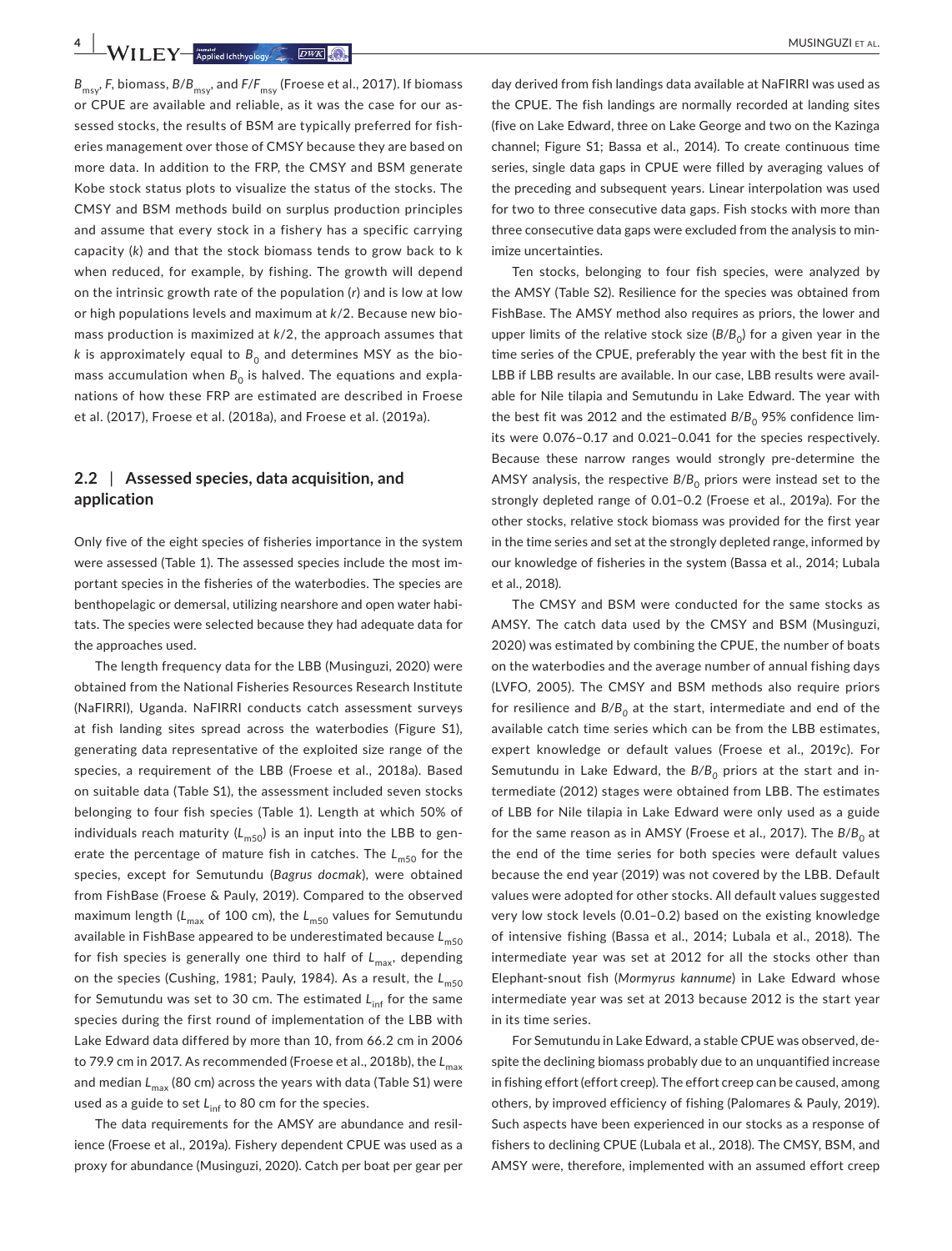$B_{msy}$, $F$, biomass, $B/B_{msy}$, and $F/F_{msy}$ (Froese et al., 2017). If biomass or CPUE are available and reliable, as it was the case for our assessed stocks, the results of BSM are typically preferred for fisheries management over those of CMSY because they are based on more data. In addition to the FRP, the CMSY and BSM generate Kobe stock status plots to visualize the status of the stocks. The CMSY and BSM methods build on surplus production principles and assume that every stock in a fishery has a specific carrying capacity ($k$) and that the stock biomass tends to grow back to k when reduced, for example, by fishing. The growth will depend on the intrinsic growth rate of the population ($r$) and is low at low or high populations levels and maximum at $k/2$. Because new biomass production is maximized at $k/2$, the approach assumes that $k$ is approximately equal to $B_0$ and determines MSY as the biomass accumulation when $B_0$ is halved. The equations and explanations of how these FRP are estimated are described in Froese et al. (2017), Froese et al. (2018a), and Froese et al. (2019a).

## 2.2 | Assessed species, data acquisition, and application

Only five of the eight species of fisheries importance in the system were assessed (Table 1). The assessed species include the most important species in the fisheries of the waterbodies. The species are benthopelagic or demersal, utilizing nearshore and open water habitats. The species were selected because they had adequate data for the approaches used.

The length frequency data for the LBB (Musinguzi, 2020) were obtained from the National Fisheries Resources Research Institute (NaFIRRI), Uganda. NaFIRRI conducts catch assessment surveys at fish landing sites spread across the waterbodies (Figure S1), generating data representative of the exploited size range of the species, a requirement of the LBB (Froese et al., 2018a). Based on suitable data (Table S1), the assessment included seven stocks belonging to four fish species (Table 1). Length at which 50% of individuals reach maturity ($L_{m50}$) is an input into the LBB to generate the percentage of mature fish in catches. The $L_{m50}$ for the species, except for Semutundu (*Bagrus docmak*), were obtained from FishBase (Froese & Pauly, 2019). Compared to the observed maximum length ($L_{max}$ of 100 cm), the $L_{m50}$ values for Semutundu available in FishBase appeared to be underestimated because $L_{m50}$ for fish species is generally one third to half of $L_{max}$, depending on the species (Cushing, 1981; Pauly, 1984). As a result, the $L_{m50}$ for Semutundu was set to 30 cm. The estimated $L_{inf}$ for the same species during the first round of implementation of the LBB with Lake Edward data differed by more than 10, from 66.2 cm in 2006 to 79.9 cm in 2017. As recommended (Froese et al., 2018b), the $L_{max}$ and median $L_{max}$ (80 cm) across the years with data (Table S1) were used as a guide to set $L_{inf}$ to 80 cm for the species.

The data requirements for the AMSY are abundance and resilience (Froese et al., 2019a). Fishery dependent CPUE was used as a proxy for abundance (Musinguzi, 2020). Catch per boat per gear per day derived from fish landings data available at NaFIRRI was used as the CPUE. The fish landings are normally recorded at landing sites (five on Lake Edward, three on Lake George and two on the Kazinga channel; Figure S1; Bassa et al., 2014). To create continuous time series, single data gaps in CPUE were filled by averaging values of the preceding and subsequent years. Linear interpolation was used for two to three consecutive data gaps. Fish stocks with more than three consecutive data gaps were excluded from the analysis to minimize uncertainties.

Ten stocks, belonging to four fish species, were analyzed by the AMSY (Table S2). Resilience for the species was obtained from FishBase. The AMSY method also requires as priors, the lower and upper limits of the relative stock size ($B/B_0$) for a given year in the time series of the CPUE, preferably the year with the best fit in the LBB if LBB results are available. In our case, LBB results were available for Nile tilapia and Semutundu in Lake Edward. The year with the best fit was 2012 and the estimated $B/B_0$ 95% confidence limits were 0.076–0.17 and 0.021–0.041 for the species respectively. Because these narrow ranges would strongly pre-determine the AMSY analysis, the respective $B/B_0$ priors were instead set to the strongly depleted range of 0.01–0.2 (Froese et al., 2019a). For the other stocks, relative stock biomass was provided for the first year in the time series and set at the strongly depleted range, informed by our knowledge of fisheries in the system (Bassa et al., 2014; Lubala et al., 2018).

The CMSY and BSM were conducted for the same stocks as AMSY. The catch data used by the CMSY and BSM (Musinguzi, 2020) was estimated by combining the CPUE, the number of boats on the waterbodies and the average number of annual fishing days (LVFO, 2005). The CMSY and BSM methods also require priors for resilience and $B/B_0$ at the start, intermediate and end of the available catch time series which can be from the LBB estimates, expert knowledge or default values (Froese et al., 2019c). For Semutundu in Lake Edward, the $B/B_0$ priors at the start and intermediate (2012) stages were obtained from LBB. The estimates of LBB for Nile tilapia in Lake Edward were only used as a guide for the same reason as in AMSY (Froese et al., 2017). The $B/B_0$ at the end of the time series for both species were default values because the end year (2019) was not covered by the LBB. Default values were adopted for other stocks. All default values suggested very low stock levels (0.01–0.2) based on the existing knowledge of intensive fishing (Bassa et al., 2014; Lubala et al., 2018). The intermediate year was set at 2012 for all the stocks other than Elephant-snout fish (*Mormyrus kannume*) in Lake Edward whose intermediate year was set at 2013 because 2012 is the start year in its time series.

For Semutundu in Lake Edward, a stable CPUE was observed, despite the declining biomass probably due to an unquantified increase in fishing effort (effort creep). The effort creep can be caused, among others, by improved efficiency of fishing (Palomares & Pauly, 2019). Such aspects have been experienced in our stocks as a response of fishers to declining CPUE (Lubala et al., 2018). The CMSY, BSM, and AMSY were, therefore, implemented with an assumed effort creep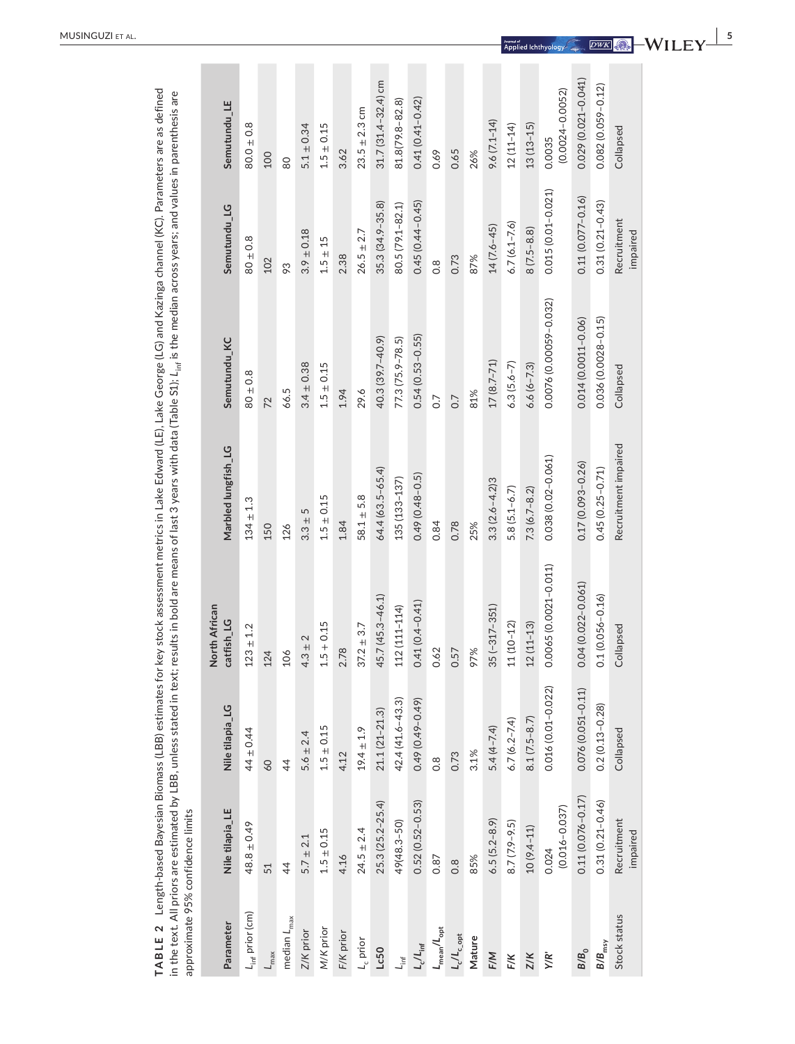**TABLE 2** Length-based Bayesian Biomass (LBB) estimates for key stock assessment metrics in Lake Edward (LE), Lake George (LG) and Kazinga channel (KC). Parameters are as defined in the text. All priors are estimated by LBB, unless stated in text; results in bold are means of last 3 years with data (Table S1); $L_{inf}$ is the median across years; and values in parenthesis are approximate 95% confidence limits

| Parameter | Nile tilapia_LE | Nile tilapia_LG | North African catfish_LG | Marbled lungfish_LG | Semutundu_KC | Semutundu_LG | Semutundu_LE |
|---|---|---|---|---|---|---|---|
| $L_{inf}$ prior (cm) | 48.8 ± 0.49 | 44 ± 0.44 | 123 ± 1.2 | 134 ± 1.3 | 80 ± 0.8 | 80 ± 0.8 | 80.0 ± 0.8 |
| $L_{max}$ | 51 | 60 | 124 | 150 | 72 | 102 | 100 |
| median $L_{max}$ | 44 | 44 | 106 | 126 | 66.5 | 93 | 80 |
| Z/K prior | 5.7 ± 2.1 | 5.6 ± 2.4 | 4.3 ± 2 | 3.3 ± 5 | 3.4 ± 0.38 | 3.9 ± 0.18 | 5.1 ± 0.34 |
| M/K prior | 1.5 ± 0.15 | 1.5 ± 0.15 | 1.5 + 0.15 | 1.5 ± 0.15 | 1.5 ± 0.15 | 1.5 ± 15 | 1.5 ± 0.15 |
| F/K prior | 4.16 | 4.12 | 2.78 | 1.84 | 1.94 | 2.38 | 3.62 |
| $L_c$ prior | 24.5 ± 2.4 | 19.4 ± 1.9 | 37.2 ± 3.7 | 58.1 ± 5.8 | 29.6 | 26.5 ± 2.7 | 23.5 ± 2.3 cm |
| **Lc50** | 25.3 (25.2–25.4) | 21.1 (21–21.3) | 45.7 (45.3–46.1) | 64.4 (63.5–65.4) | 40.3 (39.7–40.9) | 35.3 (34.9–35.8) | 31.7 (31.4–32.4) cm |
| $L_{inf}$ | 49(48.3–50) | 42.4 (41.6–43.3) | 112 (111–114) | 135 (133–137) | 77.3 (75.9–78.5) | 80.5 (79.1–82.1) | 81.8(79.8–82.8) |
| $L_c/L_{inf}$ | 0.52 (0.52–0.53) | 0.49 (0.49–0.49) | 0.41 (0.4–0.41) | 0.49 (0.48–0.5) | 0.54 (0.53–0.55) | 0.45 (0.44–0.45) | 0.41 (0.41–0.42) |
| $L_{mean}/L_{opt}$ | 0.87 | 0.8 | 0.62 | 0.84 | 0.7 | 0.8 | 0.69 |
| $L_c/L_{c\_opt}$ | 0.8 | 0.73 | 0.57 | 0.78 | 0.7 | 0.73 | 0.65 |
| **Mature** | 85% | 3.1% | 97% | 25% | 81% | 87% | 26% |
| **F/M** | 6.5 (5.2–8.9) | 5.4 (4–7.4) | 35 (−317–351) | 3.3 (2.6–4.2)3 | 17 (8.7–71) | 14 (7.6–45) | 9.6 (7.1–14) |
| **F/K** | 8.7 (7.9–9.5) | 6.7 (6.2–7.4) | 11 (10–12) | 5.8 (5.1–6.7) | 6.3 (5.6–7) | 6.7 (6.1–7.6) | 12 (11–14) |
| **Z/K** | 10 (9.4–11) | 8.1 (7.5–8.7) | 12 (11–13) | 7.3 (6.7–8.2) | 6.6 (6–7.3) | 8 (7.5–8.8) | 13 (13–15) |
| **Y/R'** | 0.024 (0.016–0.037) | 0.016 (0.01–0.022) | 0.0065 (0.0021–0.011) | 0.038 (0.02–0.061) | 0.0076 (0.00059–0.032) | 0.015 (0.01–0.021) | 0.0035 (0.0024–0.0052) |
| **$B/B_0$** | 0.11 (0.076–0.17) | 0.076 (0.051–0.11) | 0.04 (0.022–0.061) | 0.17 (0.093–0.26) | 0.014 (0.0011–0.06) | 0.11 (0.077–0.16) | 0.029 (0.021–0.041) |
| **$B/B_{msy}$** | 0.31 (0.21–0.46) | 0.2 (0.13–0.28) | 0.1 (0.056–0.16) | 0.45 (0.25–0.71) | 0.036 (0.0028–0.15) | 0.31 (0.21–0.43) | 0.082 (0.059–0.12) |
| Stock status | Recruitment impaired | Collapsed | Collapsed | Recruitment impaired | Collapsed | Recruitment impaired | Collapsed |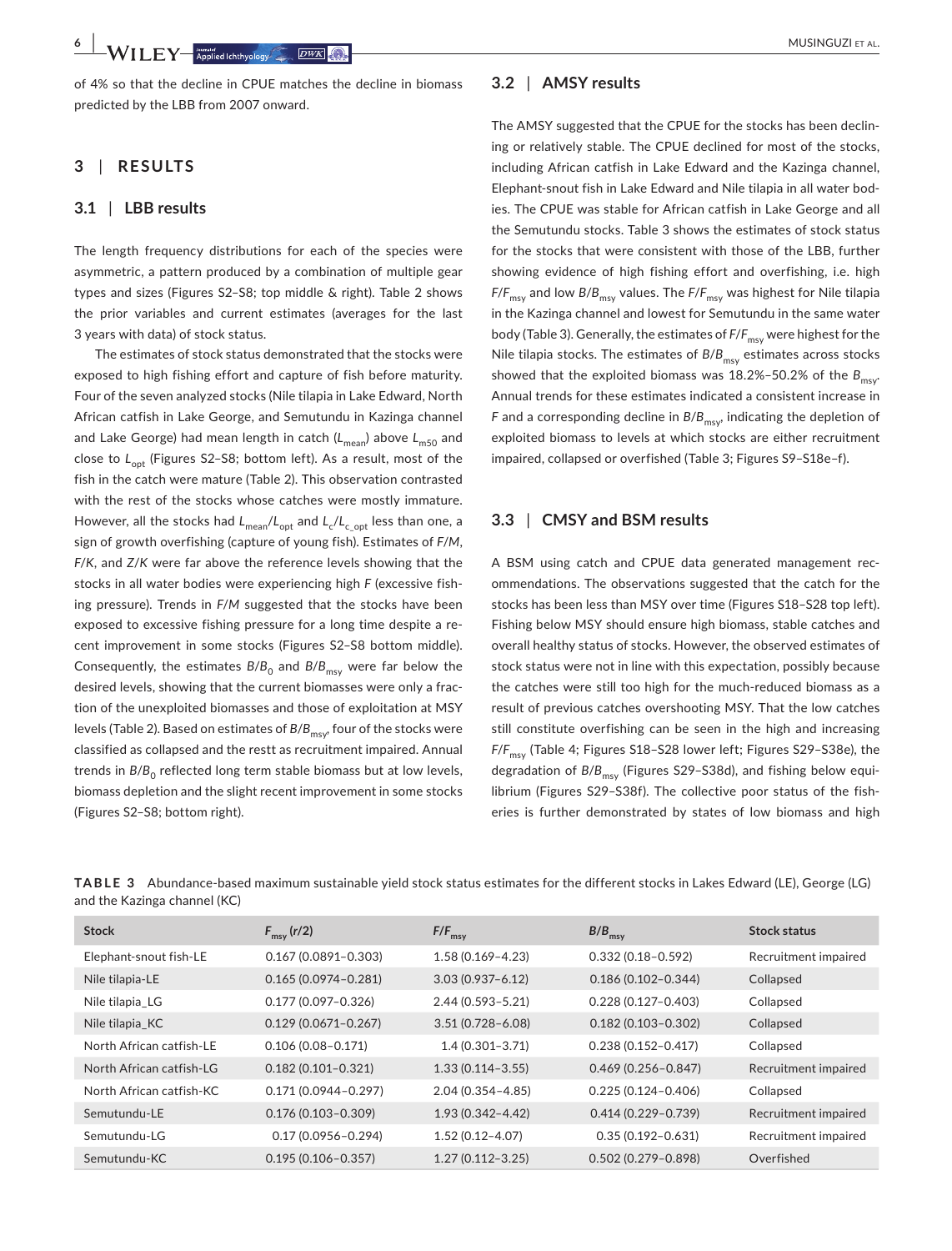of 4% so that the decline in CPUE matches the decline in biomass predicted by the LBB from 2007 onward.

## 3 | RESULTS

### 3.1 | LBB results

The length frequency distributions for each of the species were asymmetric, a pattern produced by a combination of multiple gear types and sizes (Figures S2–S8; top middle & right). Table 2 shows the prior variables and current estimates (averages for the last 3 years with data) of stock status.

The estimates of stock status demonstrated that the stocks were exposed to high fishing effort and capture of fish before maturity. Four of the seven analyzed stocks (Nile tilapia in Lake Edward, North African catfish in Lake George, and Semutundu in Kazinga channel and Lake George) had mean length in catch ($L_{mean}$) above $L_{m50}$ and close to $L_{opt}$ (Figures S2–S8; bottom left). As a result, most of the fish in the catch were mature (Table 2). This observation contrasted with the rest of the stocks whose catches were mostly immature. However, all the stocks had $L_{mean}/L_{opt}$ and $L_c/L_{c\_opt}$ less than one, a sign of growth overfishing (capture of young fish). Estimates of $F/M$, $F/K$, and $Z/K$ were far above the reference levels showing that the stocks in all water bodies were experiencing high $F$ (excessive fishing pressure). Trends in $F/M$ suggested that the stocks have been exposed to excessive fishing pressure for a long time despite a recent improvement in some stocks (Figures S2–S8 bottom middle). Consequently, the estimates $B/B_0$ and $B/B_{msy}$ were far below the desired levels, showing that the current biomasses were only a fraction of the unexploited biomasses and those of exploitation at MSY levels (Table 2). Based on estimates of $B/B_{msy}$, four of the stocks were classified as collapsed and the restt as recruitment impaired. Annual trends in $B/B_0$ reflected long term stable biomass but at low levels, biomass depletion and the slight recent improvement in some stocks (Figures S2–S8; bottom right).

### 3.2 | AMSY results

The AMSY suggested that the CPUE for the stocks has been declining or relatively stable. The CPUE declined for most of the stocks, including African catfish in Lake Edward and the Kazinga channel, Elephant-snout fish in Lake Edward and Nile tilapia in all water bodies. The CPUE was stable for African catfish in Lake George and all the Semutundu stocks. Table 3 shows the estimates of stock status for the stocks that were consistent with those of the LBB, further showing evidence of high fishing effort and overfishing, i.e. high $F/F_{msy}$ and low $B/B_{msy}$ values. The $F/F_{msy}$ was highest for Nile tilapia in the Kazinga channel and lowest for Semutundu in the same water body (Table 3). Generally, the estimates of $F/F_{msy}$ were highest for the Nile tilapia stocks. The estimates of $B/B_{msy}$ estimates across stocks showed that the exploited biomass was 18.2%–50.2% of the $B_{msy}$. Annual trends for these estimates indicated a consistent increase in $F$ and a corresponding decline in $B/B_{msy}$, indicating the depletion of exploited biomass to levels at which stocks are either recruitment impaired, collapsed or overfished (Table 3; Figures S9–S18e–f).

### 3.3 | CMSY and BSM results

A BSM using catch and CPUE data generated management recommendations. The observations suggested that the catch for the stocks has been less than MSY over time (Figures S18–S28 top left). Fishing below MSY should ensure high biomass, stable catches and overall healthy status of stocks. However, the observed estimates of stock status were not in line with this expectation, possibly because the catches were still too high for the much-reduced biomass as a result of previous catches overshooting MSY. That the low catches still constitute overfishing can be seen in the high and increasing $F/F_{msy}$ (Table 4; Figures S18–S28 lower left; Figures S29–S38e), the degradation of $B/B_{msy}$ (Figures S29–S38d), and fishing below equilibrium (Figures S29–S38f). The collective poor status of the fisheries is further demonstrated by states of low biomass and high

**TABLE 3** Abundance-based maximum sustainable yield stock status estimates for the different stocks in Lakes Edward (LE), George (LG) and the Kazinga channel (KC)

| Stock | $F_{msy}$ (r/2) | $F/F_{msy}$ | $B/B_{msy}$ | Stock status |
|---|---|---|---|---|
| Elephant-snout fish-LE | 0.167 (0.0891–0.303) | 1.58 (0.169–4.23) | 0.332 (0.18–0.592) | Recruitment impaired |
| Nile tilapia-LE | 0.165 (0.0974–0.281) | 3.03 (0.937–6.12) | 0.186 (0.102–0.344) | Collapsed |
| Nile tilapia_LG | 0.177 (0.097–0.326) | 2.44 (0.593–5.21) | 0.228 (0.127–0.403) | Collapsed |
| Nile tilapia_KC | 0.129 (0.0671–0.267) | 3.51 (0.728–6.08) | 0.182 (0.103–0.302) | Collapsed |
| North African catfish-LE | 0.106 (0.08–0.171) | 1.4 (0.301–3.71) | 0.238 (0.152–0.417) | Collapsed |
| North African catfish-LG | 0.182 (0.101–0.321) | 1.33 (0.114–3.55) | 0.469 (0.256–0.847) | Recruitment impaired |
| North African catfish-KC | 0.171 (0.0944–0.297) | 2.04 (0.354–4.85) | 0.225 (0.124–0.406) | Collapsed |
| Semutundu-LE | 0.176 (0.103–0.309) | 1.93 (0.342–4.42) | 0.414 (0.229–0.739) | Recruitment impaired |
| Semutundu-LG | 0.17 (0.0956–0.294) | 1.52 (0.12–4.07) | 0.35 (0.192–0.631) | Recruitment impaired |
| Semutundu-KC | 0.195 (0.106–0.357) | 1.27 (0.112–3.25) | 0.502 (0.279–0.898) | Overfished |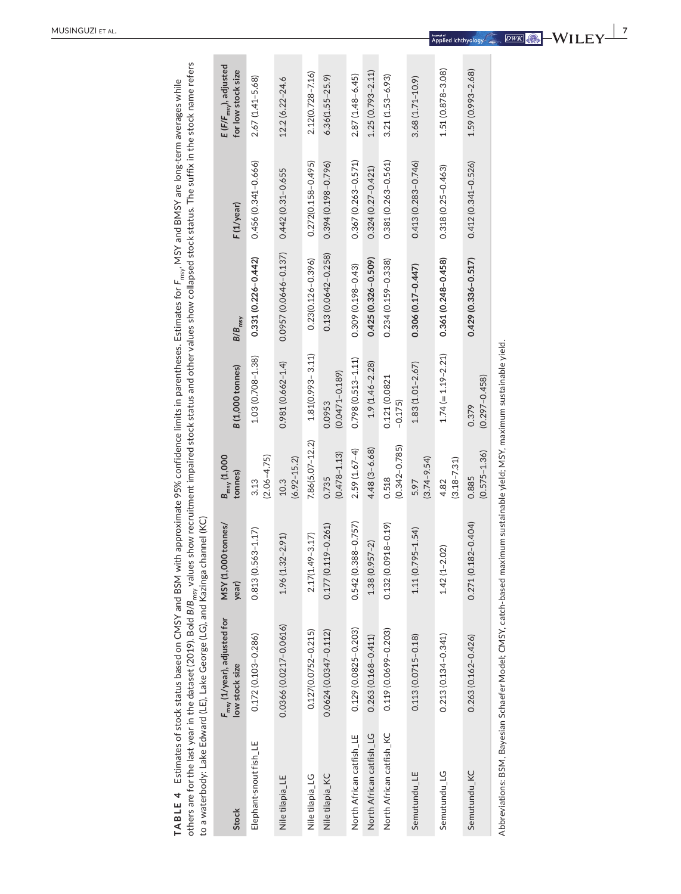**TABLE 4** Estimates of stock status based on CMSY and BSM with approximate 95% confidence limits in parentheses. Estimates for $F_{msy}$, MSY and BMSY are long-term averages while others are for the last year in the dataset (2019). Bold $B/B_{msy}$ values show recruitment impaired stock status and other values show collapsed stock status. The suffix in the stock name refers to a waterbody: Lake Edward (LE), Lake George (LG), and Kazinga channel (KC)

| Stock | $F_{msy}$ (1/year), adjusted for low stock size | MSY (1,000 tonnes/year) | $B_{msy}$ (1,000 tonnes) | B (1,000 tonnes) | $B/B_{msy}$ | F (1/year) | E ($F/F_{msy}$), adjusted for low stock size |
|---|---|---|---|---|---|---|---|
| Elephant-snout fish_LE | 0.172 (0.103–0.286) | 0.813 (0.563–1.17) | 3.13 (2.06–4.75) | 1.03 (0.708–1.38) | **0.331 (0.226–0.442)** | 0.456 (0.341–0.666) | 2.67 (1.41–5.68) |
| Nile tilapia_LE | 0.0366 (0.0217–0.0616) | 1.96 (1.32–2.91) | 10.3 (6.92–15.2) | 0.981 (0.662–1.4) | 0.0957 (0.0646–0.137) | 0.442 (0.31–0.655 | 12.2 (6.22–24.6 |
| Nile tilapia_LG | 0.127(0.0752–0.215) | 2.17(1.49–3.17) | 7.86(5.07–12.2) | 1.81(0.993– 3.11) | 0.23(0.126–0.396) | 0.272(0.158–0.495) | 2.12(0.728–7.16) |
| Nile tilapia_KC | 0.0624 (0.0347–0.112) | 0.177 (0.119–0.261) | 0.735 (0.478–1.13) | 0.0953 (0.0471–0.189) | 0.13 (0.0642–0.258) | 0.394 (0.198–0.796) | 6.36(1.55–25.9) |
| North African catfish_LE | 0.129 (0.0825–0.203) | 0.542 (0.388–0.757) | 2.59 (1.67–4) | 0.798 (0.513–1.11) | 0.309 (0.198–0.43) | 0.367 (0.263–0.571) | 2.87 (1.48–6.45) |
| North African catfish_LG | 0.263 (0.168–0.411) | 1.38 (0.957–2) | 4.48 (3–6.68) | 1.9 (1.46–2.28) | **0.425 (0.326–0.509)** | 0.324 (0.27–0.421) | 1.25 (0.793–2.11) |
| North African catfish_KC | 0.119 (0.0699–0.203) | 0.132 (0.0918–0.19) | 0.518 (0.342–0.785) | 0.121 (0.0821 –0.175) | 0.234 (0.159–0.338) | 0.381 (0.263–0.561) | 3.21 (1.53–6.93) |
| Semutundu_LE | 0.113 (0.0715–0.18) | 1.11 (0.795–1.54) | 5.97 (3.74–9.54) | 1.83 (1.01–2.67) | **0.306 (0.17–0.447)** | 0.413 (0.283–0.746) | 3.68 (1.71–10.9) |
| Semutundu_LG | 0.213 (0.134–0.341) | 1.42 (1–2.02) | 4.82 (3.18–7.31) | 1.74 (= 1.19–2.21) | **0.361 (0.248–0.458)** | 0.318 (0.25–0.463) | 1.51 (0.878–3.08) |
| Semutundu_KC | 0.263 (0.162–0.426) | 0.271 (0.182–0.404) | 0.885 (0.575–1.36) | 0.379 (0.297–0.458) | **0.429 (0.336–0.517)** | 0.412 (0.341–0.526) | 1.59 (0.993–2.68) |

Abbreviations: BSM, Bayesian Schaefer Model; CMSY, catch-based maximum sustainable yield; MSY, maximum sustainable yield.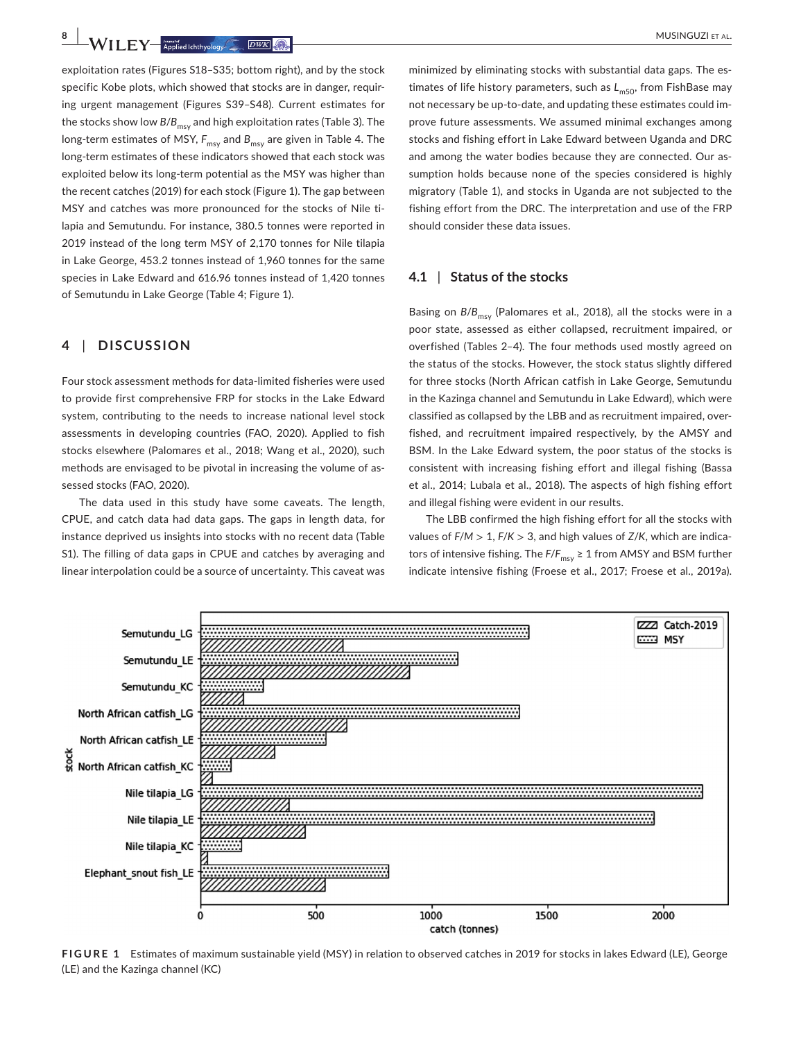exploitation rates (Figures S18–S35; bottom right), and by the stock specific Kobe plots, which showed that stocks are in danger, requiring urgent management (Figures S39–S48). Current estimates for the stocks show low $B/B_{msy}$ and high exploitation rates (Table 3). The long-term estimates of MSY, $F_{msy}$ and $B_{msy}$ are given in Table 4. The long-term estimates of these indicators showed that each stock was exploited below its long-term potential as the MSY was higher than the recent catches (2019) for each stock (Figure 1). The gap between MSY and catches was more pronounced for the stocks of Nile tilapia and Semutundu. For instance, 380.5 tonnes were reported in 2019 instead of the long term MSY of 2,170 tonnes for Nile tilapia in Lake George, 453.2 tonnes instead of 1,960 tonnes for the same species in Lake Edward and 616.96 tonnes instead of 1,420 tonnes of Semutundu in Lake George (Table 4; Figure 1).

## 4 | DISCUSSION

Four stock assessment methods for data-limited fisheries were used to provide first comprehensive FRP for stocks in the Lake Edward system, contributing to the needs to increase national level stock assessments in developing countries (FAO, 2020). Applied to fish stocks elsewhere (Palomares et al., 2018; Wang et al., 2020), such methods are envisaged to be pivotal in increasing the volume of assessed stocks (FAO, 2020).

The data used in this study have some caveats. The length, CPUE, and catch data had data gaps. The gaps in length data, for instance deprived us insights into stocks with no recent data (Table S1). The filling of data gaps in CPUE and catches by averaging and linear interpolation could be a source of uncertainty. This caveat was minimized by eliminating stocks with substantial data gaps. The estimates of life history parameters, such as $L_{m50}$, from FishBase may not necessary be up-to-date, and updating these estimates could improve future assessments. We assumed minimal exchanges among stocks and fishing effort in Lake Edward between Uganda and DRC and among the water bodies because they are connected. Our assumption holds because none of the species considered is highly migratory (Table 1), and stocks in Uganda are not subjected to the fishing effort from the DRC. The interpretation and use of the FRP should consider these data issues.

### 4.1 | Status of the stocks

Basing on $B/B_{msy}$ (Palomares et al., 2018), all the stocks were in a poor state, assessed as either collapsed, recruitment impaired, or overfished (Tables 2–4). The four methods used mostly agreed on the status of the stocks. However, the stock status slightly differed for three stocks (North African catfish in Lake George, Semutundu in the Kazinga channel and Semutundu in Lake Edward), which were classified as collapsed by the LBB and as recruitment impaired, overfished, and recruitment impaired respectively, by the AMSY and BSM. In the Lake Edward system, the poor status of the stocks is consistent with increasing fishing effort and illegal fishing (Bassa et al., 2014; Lubala et al., 2018). The aspects of high fishing effort and illegal fishing were evident in our results.

The LBB confirmed the high fishing effort for all the stocks with values of $F/M > 1$, $F/K > 3$, and high values of $Z/K$, which are indicators of intensive fishing. The $F/F_{msy} \geq 1$ from AMSY and BSM further indicate intensive fishing (Froese et al., 2017; Froese et al., 2019a).

**FIGURE 1** Estimates of maximum sustainable yield (MSY) in relation to observed catches in 2019 for stocks in lakes Edward (LE), George (LE) and the Kazinga channel (KC)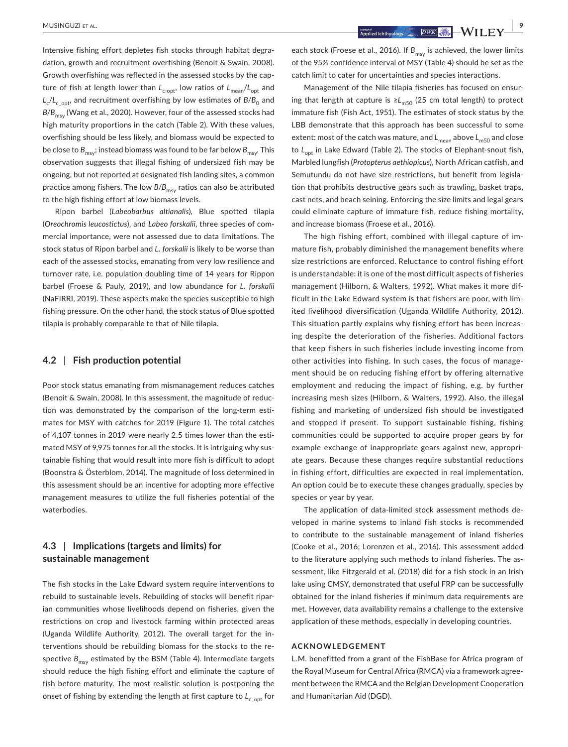Intensive fishing effort depletes fish stocks through habitat degradation, growth and recruitment overfishing (Benoit & Swain, 2008). Growth overfishing was reflected in the assessed stocks by the capture of fish at length lower than $L_{c\text{-}opt}$, low ratios of $L_{mean}/L_{opt}$ and $L_c/L_{c\_opt}$, and recruitment overfishing by low estimates of $B/B_0$ and $B/B_{msy}$ (Wang et al., 2020). However, four of the assessed stocks had high maturity proportions in the catch (Table 2). With these values, overfishing should be less likely, and biomass would be expected to be close to $B_{msy}$; instead biomass was found to be far below $B_{msy}$. This observation suggests that illegal fishing of undersized fish may be ongoing, but not reported at designated fish landing sites, a common practice among fishers. The low $B/B_{msy}$ ratios can also be attributed to the high fishing effort at low biomass levels.

Ripon barbel (*Labeobarbus altianalis*), Blue spotted tilapia (*Oreochromis leucostictus*), and *Labeo forskalii*, three species of commercial importance, were not assessed due to data limitations. The stock status of Ripon barbel and *L. forskalii* is likely to be worse than each of the assessed stocks, emanating from very low resilience and turnover rate, i.e. population doubling time of 14 years for Rippon barbel (Froese & Pauly, 2019), and low abundance for *L. forskalii* (NaFIRRI, 2019). These aspects make the species susceptible to high fishing pressure. On the other hand, the stock status of Blue spotted tilapia is probably comparable to that of Nile tilapia.

### 4.2 | Fish production potential

Poor stock status emanating from mismanagement reduces catches (Benoit & Swain, 2008). In this assessment, the magnitude of reduction was demonstrated by the comparison of the long-term estimates for MSY with catches for 2019 (Figure 1). The total catches of 4,107 tonnes in 2019 were nearly 2.5 times lower than the estimated MSY of 9,975 tonnes for all the stocks. It is intriguing why sustainable fishing that would result into more fish is difficult to adopt (Boonstra & Österblom, 2014). The magnitude of loss determined in this assessment should be an incentive for adopting more effective management measures to utilize the full fisheries potential of the waterbodies.

### 4.3 | Implications (targets and limits) for sustainable management

The fish stocks in the Lake Edward system require interventions to rebuild to sustainable levels. Rebuilding of stocks will benefit riparian communities whose livelihoods depend on fisheries, given the restrictions on crop and livestock farming within protected areas (Uganda Wildlife Authority, 2012). The overall target for the interventions should be rebuilding biomass for the stocks to the respective $B_{msy}$ estimated by the BSM (Table 4). Intermediate targets should reduce the high fishing effort and eliminate the capture of fish before maturity. The most realistic solution is postponing the onset of fishing by extending the length at first capture to $L_{c\_opt}$ for each stock (Froese et al., 2016). If $B_{msy}$ is achieved, the lower limits of the 95% confidence interval of MSY (Table 4) should be set as the catch limit to cater for uncertainties and species interactions.

Management of the Nile tilapia fisheries has focused on ensuring that length at capture is $\geq L_{m50}$ (25 cm total length) to protect immature fish (Fish Act, 1951). The estimates of stock status by the LBB demonstrate that this approach has been successful to some extent: most of the catch was mature, and $L_{mean}$ above $L_{m50}$ and close to $L_{opt}$ in Lake Edward (Table 2). The stocks of Elephant-snout fish, Marbled lungfish (*Protopterus aethiopicus*), North African catfish, and Semutundu do not have size restrictions, but benefit from legislation that prohibits destructive gears such as trawling, basket traps, cast nets, and beach seining. Enforcing the size limits and legal gears could eliminate capture of immature fish, reduce fishing mortality, and increase biomass (Froese et al., 2016).

The high fishing effort, combined with illegal capture of immature fish, probably diminished the management benefits where size restrictions are enforced. Reluctance to control fishing effort is understandable: it is one of the most difficult aspects of fisheries management (Hilborn, & Walters, 1992). What makes it more difficult in the Lake Edward system is that fishers are poor, with limited livelihood diversification (Uganda Wildlife Authority, 2012). This situation partly explains why fishing effort has been increasing despite the deterioration of the fisheries. Additional factors that keep fishers in such fisheries include investing income from other activities into fishing. In such cases, the focus of management should be on reducing fishing effort by offering alternative employment and reducing the impact of fishing, e.g. by further increasing mesh sizes (Hilborn, & Walters, 1992). Also, the illegal fishing and marketing of undersized fish should be investigated and stopped if present. To support sustainable fishing, fishing communities could be supported to acquire proper gears by for example exchange of inappropriate gears against new, appropriate gears. Because these changes require substantial reductions in fishing effort, difficulties are expected in real implementation. An option could be to execute these changes gradually, species by species or year by year.

The application of data-limited stock assessment methods developed in marine systems to inland fish stocks is recommended to contribute to the sustainable management of inland fisheries (Cooke et al., 2016; Lorenzen et al., 2016). This assessment added to the literature applying such methods to inland fisheries. The assessment, like Fitzgerald et al. (2018) did for a fish stock in an Irish lake using CMSY, demonstrated that useful FRP can be successfully obtained for the inland fisheries if minimum data requirements are met. However, data availability remains a challenge to the extensive application of these methods, especially in developing countries.

#### ACKNOWLEDGEMENT

L.M. benefitted from a grant of the FishBase for Africa program of the Royal Museum for Central Africa (RMCA) via a framework agreement between the RMCA and the Belgian Development Cooperation and Humanitarian Aid (DGD).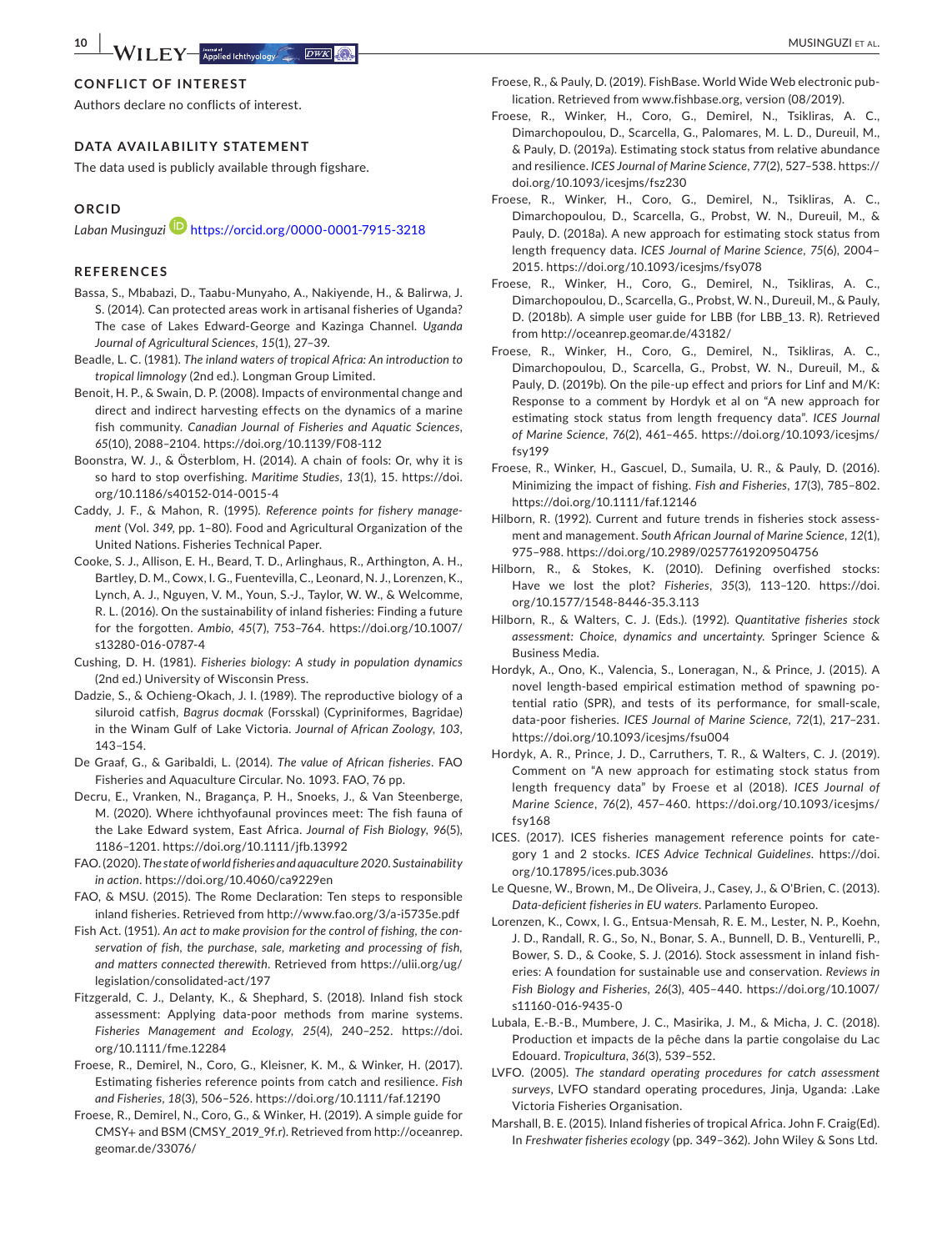## CONFLICT OF INTEREST

Authors declare no conflicts of interest.

## DATA AVAILABILITY STATEMENT

The data used is publicly available through figshare.

## ORCID

*Laban Musinguzi* https://orcid.org/0000-0001-7915-3218

## REFERENCES

Bassa, S., Mbabazi, D., Taabu-Munyaho, A., Nakiyende, H., & Balirwa, J. S. (2014). Can protected areas work in artisanal fisheries of Uganda? The case of Lakes Edward-George and Kazinga Channel. *Uganda Journal of Agricultural Sciences*, *15*(1), 27–39.

Beadle, L. C. (1981). *The inland waters of tropical Africa: An introduction to tropical limnology* (2nd ed.). Longman Group Limited.

Benoit, H. P., & Swain, D. P. (2008). Impacts of environmental change and direct and indirect harvesting effects on the dynamics of a marine fish community. *Canadian Journal of Fisheries and Aquatic Sciences*, *65*(10), 2088–2104. https://doi.org/10.1139/F08-112

Boonstra, W. J., & Österblom, H. (2014). A chain of fools: Or, why it is so hard to stop overfishing. *Maritime Studies*, *13*(1), 15. https://doi.org/10.1186/s40152-014-0015-4

Caddy, J. F., & Mahon, R. (1995). *Reference points for fishery management* (Vol. *349*, pp. 1–80). Food and Agricultural Organization of the United Nations. Fisheries Technical Paper.

Cooke, S. J., Allison, E. H., Beard, T. D., Arlinghaus, R., Arthington, A. H., Bartley, D. M., Cowx, I. G., Fuentevilla, C., Leonard, N. J., Lorenzen, K., Lynch, A. J., Nguyen, V. M., Youn, S.-J., Taylor, W. W., & Welcomme, R. L. (2016). On the sustainability of inland fisheries: Finding a future for the forgotten. *Ambio*, *45*(7), 753–764. https://doi.org/10.1007/s13280-016-0787-4

Cushing, D. H. (1981). *Fisheries biology: A study in population dynamics* (2nd ed.) University of Wisconsin Press.

Dadzie, S., & Ochieng-Okach, J. I. (1989). The reproductive biology of a siluroid catfish, *Bagrus docmak* (Forsskal) (Cypriniformes, Bagridae) in the Winam Gulf of Lake Victoria. *Journal of African Zoology*, *103*, 143–154.

De Graaf, G., & Garibaldi, L. (2014). *The value of African fisheries*. FAO Fisheries and Aquaculture Circular. No. 1093. FAO, 76 pp.

Decru, E., Vranken, N., Bragança, P. H., Snoeks, J., & Van Steenberge, M. (2020). Where ichthyofaunal provinces meet: The fish fauna of the Lake Edward system, East Africa. *Journal of Fish Biology*, *96*(5), 1186–1201. https://doi.org/10.1111/jfb.13992

FAO. (2020). *The state of world fisheries and aquaculture 2020. Sustainability in action*. https://doi.org/10.4060/ca9229en

FAO, & MSU. (2015). The Rome Declaration: Ten steps to responsible inland fisheries. Retrieved from http://www.fao.org/3/a-i5735e.pdf

Fish Act. (1951). *An act to make provision for the control of fishing, the conservation of fish, the purchase, sale, marketing and processing of fish, and matters connected therewith*. Retrieved from https://ulii.org/ug/legislation/consolidated-act/197

Fitzgerald, C. J., Delanty, K., & Shephard, S. (2018). Inland fish stock assessment: Applying data-poor methods from marine systems. *Fisheries Management and Ecology*, *25*(4), 240–252. https://doi.org/10.1111/fme.12284

Froese, R., Demirel, N., Coro, G., Kleisner, K. M., & Winker, H. (2017). Estimating fisheries reference points from catch and resilience. *Fish and Fisheries*, *18*(3), 506–526. https://doi.org/10.1111/faf.12190

Froese, R., Demirel, N., Coro, G., & Winker, H. (2019). A simple guide for CMSY+ and BSM (CMSY_2019_9f.r). Retrieved from http://oceanrep.geomar.de/33076/

Froese, R., & Pauly, D. (2019). FishBase. World Wide Web electronic publication. Retrieved from www.fishbase.org, version (08/2019).

Froese, R., Winker, H., Coro, G., Demirel, N., Tsikliras, A. C., Dimarchopoulou, D., Scarcella, G., Palomares, M. L. D., Dureuil, M., & Pauly, D. (2019a). Estimating stock status from relative abundance and resilience. *ICES Journal of Marine Science*, *77*(2), 527–538. https://doi.org/10.1093/icesjms/fsz230

Froese, R., Winker, H., Coro, G., Demirel, N., Tsikliras, A. C., Dimarchopoulou, D., Scarcella, G., Probst, W. N., Dureuil, M., & Pauly, D. (2018a). A new approach for estimating stock status from length frequency data. *ICES Journal of Marine Science*, *75*(6), 2004–2015. https://doi.org/10.1093/icesjms/fsy078

Froese, R., Winker, H., Coro, G., Demirel, N., Tsikliras, A. C., Dimarchopoulou, D., Scarcella, G., Probst, W. N., Dureuil, M., & Pauly, D. (2018b). A simple user guide for LBB (for LBB_13. R). Retrieved from http://oceanrep.geomar.de/43182/

Froese, R., Winker, H., Coro, G., Demirel, N., Tsikliras, A. C., Dimarchopoulou, D., Scarcella, G., Probst, W. N., Dureuil, M., & Pauly, D. (2019b). On the pile-up effect and priors for Linf and M/K: Response to a comment by Hordyk et al on "A new approach for estimating stock status from length frequency data". *ICES Journal of Marine Science*, *76*(2), 461–465. https://doi.org/10.1093/icesjms/fsy199

Froese, R., Winker, H., Gascuel, D., Sumaila, U. R., & Pauly, D. (2016). Minimizing the impact of fishing. *Fish and Fisheries*, *17*(3), 785–802. https://doi.org/10.1111/faf.12146

Hilborn, R. (1992). Current and future trends in fisheries stock assessment and management. *South African Journal of Marine Science*, *12*(1), 975–988. https://doi.org/10.2989/02577619209504756

Hilborn, R., & Stokes, K. (2010). Defining overfished stocks: Have we lost the plot? *Fisheries*, *35*(3), 113–120. https://doi.org/10.1577/1548-8446-35.3.113

Hilborn, R., & Walters, C. J. (Eds.). (1992). *Quantitative fisheries stock assessment: Choice, dynamics and uncertainty*. Springer Science & Business Media.

Hordyk, A., Ono, K., Valencia, S., Loneragan, N., & Prince, J. (2015). A novel length-based empirical estimation method of spawning potential ratio (SPR), and tests of its performance, for small-scale, data-poor fisheries. *ICES Journal of Marine Science*, *72*(1), 217–231. https://doi.org/10.1093/icesjms/fsu004

Hordyk, A. R., Prince, J. D., Carruthers, T. R., & Walters, C. J. (2019). Comment on "A new approach for estimating stock status from length frequency data" by Froese et al (2018). *ICES Journal of Marine Science*, *76*(2), 457–460. https://doi.org/10.1093/icesjms/fsy168

ICES. (2017). ICES fisheries management reference points for category 1 and 2 stocks. *ICES Advice Technical Guidelines*. https://doi.org/10.17895/ices.pub.3036

Le Quesne, W., Brown, M., De Oliveira, J., Casey, J., & O'Brien, C. (2013). *Data-deficient fisheries in EU waters*. Parlamento Europeo.

Lorenzen, K., Cowx, I. G., Entsua-Mensah, R. E. M., Lester, N. P., Koehn, J. D., Randall, R. G., So, N., Bonar, S. A., Bunnell, D. B., Venturelli, P., Bower, S. D., & Cooke, S. J. (2016). Stock assessment in inland fisheries: A foundation for sustainable use and conservation. *Reviews in Fish Biology and Fisheries*, *26*(3), 405–440. https://doi.org/10.1007/s11160-016-9435-0

Lubala, E.-B.-B., Mumbere, J. C., Masirika, J. M., & Micha, J. C. (2018). Production et impacts de la pêche dans la partie congolaise du Lac Edouard. *Tropicultura*, *36*(3), 539–552.

LVFO. (2005). *The standard operating procedures for catch assessment surveys*, LVFO standard operating procedures, Jinja, Uganda: .Lake Victoria Fisheries Organisation.

Marshall, B. E. (2015). Inland fisheries of tropical Africa. John F. Craig(Ed). In *Freshwater fisheries ecology* (pp. 349–362). John Wiley & Sons Ltd.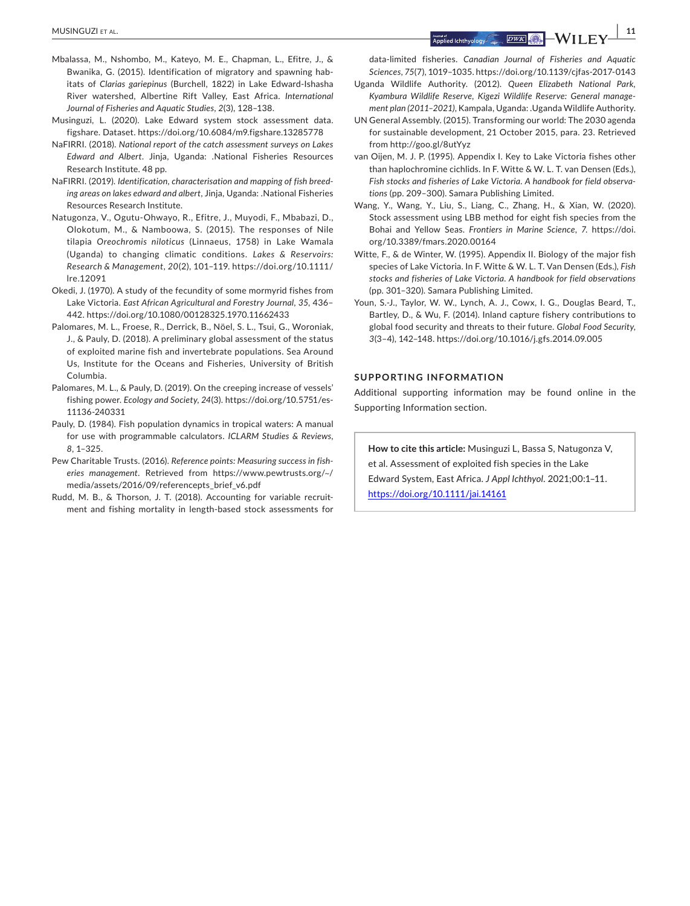Mbalassa, M., Nshombo, M., Kateyo, M. E., Chapman, L., Efitre, J., & Bwanika, G. (2015). Identification of migratory and spawning habitats of *Clarias gariepinus* (Burchell, 1822) in Lake Edward-Ishasha River watershed, Albertine Rift Valley, East Africa. *International Journal of Fisheries and Aquatic Studies*, *2*(3), 128–138.

Musinguzi, L. (2020). Lake Edward system stock assessment data. figshare. Dataset. https://doi.org/10.6084/m9.figshare.13285778

NaFIRRI. (2018). *National report of the catch assessment surveys on Lakes Edward and Albert*. Jinja, Uganda: .National Fisheries Resources Research Institute. 48 pp.

NaFIRRI. (2019). *Identification, characterisation and mapping of fish breeding areas on lakes edward and albert*, Jinja, Uganda: .National Fisheries Resources Research Institute.

Natugonza, V., Ogutu-Ohwayo, R., Efitre, J., Muyodi, F., Mbabazi, D., Olokotum, M., & Namboowa, S. (2015). The responses of Nile tilapia *Oreochromis niloticus* (Linnaeus, 1758) in Lake Wamala (Uganda) to changing climatic conditions. *Lakes & Reservoirs: Research & Management*, *20*(2), 101–119. https://doi.org/10.1111/lre.12091

Okedi, J. (1970). A study of the fecundity of some mormyrid fishes from Lake Victoria. *East African Agricultural and Forestry Journal*, *35*, 436–442. https://doi.org/10.1080/00128325.1970.11662433

Palomares, M. L., Froese, R., Derrick, B., Nöel, S. L., Tsui, G., Woroniak, J., & Pauly, D. (2018). A preliminary global assessment of the status of exploited marine fish and invertebrate populations. Sea Around Us, Institute for the Oceans and Fisheries, University of British Columbia.

Palomares, M. L., & Pauly, D. (2019). On the creeping increase of vessels' fishing power. *Ecology and Society*, *24*(3). https://doi.org/10.5751/es-11136-240331

Pauly, D. (1984). Fish population dynamics in tropical waters: A manual for use with programmable calculators. *ICLARM Studies & Reviews*, *8*, 1–325.

Pew Charitable Trusts. (2016). *Reference points: Measuring success in fisheries management*. Retrieved from https://www.pewtrusts.org/~/media/assets/2016/09/referencepts_brief_v6.pdf

Rudd, M. B., & Thorson, J. T. (2018). Accounting for variable recruitment and fishing mortality in length-based stock assessments for data-limited fisheries. *Canadian Journal of Fisheries and Aquatic Sciences*, *75*(7), 1019–1035. https://doi.org/10.1139/cjfas-2017-0143

Uganda Wildlife Authority. (2012). *Queen Elizabeth National Park, Kyambura Wildlife Reserve, Kigezi Wildlife Reserve: General management plan (2011–2021)*, Kampala, Uganda: .Uganda Wildlife Authority.

UN General Assembly. (2015). Transforming our world: The 2030 agenda for sustainable development, 21 October 2015, para. 23. Retrieved from http://goo.gl/8utYyz

van Oijen, M. J. P. (1995). Appendix I. Key to Lake Victoria fishes other than haplochromine cichlids. In F. Witte & W. L. T. van Densen (Eds.), *Fish stocks and fisheries of Lake Victoria. A handbook for field observations* (pp. 209–300). Samara Publishing Limited.

Wang, Y., Wang, Y., Liu, S., Liang, C., Zhang, H., & Xian, W. (2020). Stock assessment using LBB method for eight fish species from the Bohai and Yellow Seas. *Frontiers in Marine Science*, *7*. https://doi.org/10.3389/fmars.2020.00164

Witte, F., & de Winter, W. (1995). Appendix II. Biology of the major fish species of Lake Victoria. In F. Witte & W. L. T. Van Densen (Eds.), *Fish stocks and fisheries of Lake Victoria. A handbook for field observations* (pp. 301–320). Samara Publishing Limited.

Youn, S.-J., Taylor, W. W., Lynch, A. J., Cowx, I. G., Douglas Beard, T., Bartley, D., & Wu, F. (2014). Inland capture fishery contributions to global food security and threats to their future. *Global Food Security*, *3*(3–4), 142–148. https://doi.org/10.1016/j.gfs.2014.09.005

## SUPPORTING INFORMATION

Additional supporting information may be found online in the Supporting Information section.

**How to cite this article:** Musinguzi L, Bassa S, Natugonza V, et al. Assessment of exploited fish species in the Lake Edward System, East Africa. *J Appl Ichthyol*. 2021;00:1–11. https://doi.org/10.1111/jai.14161